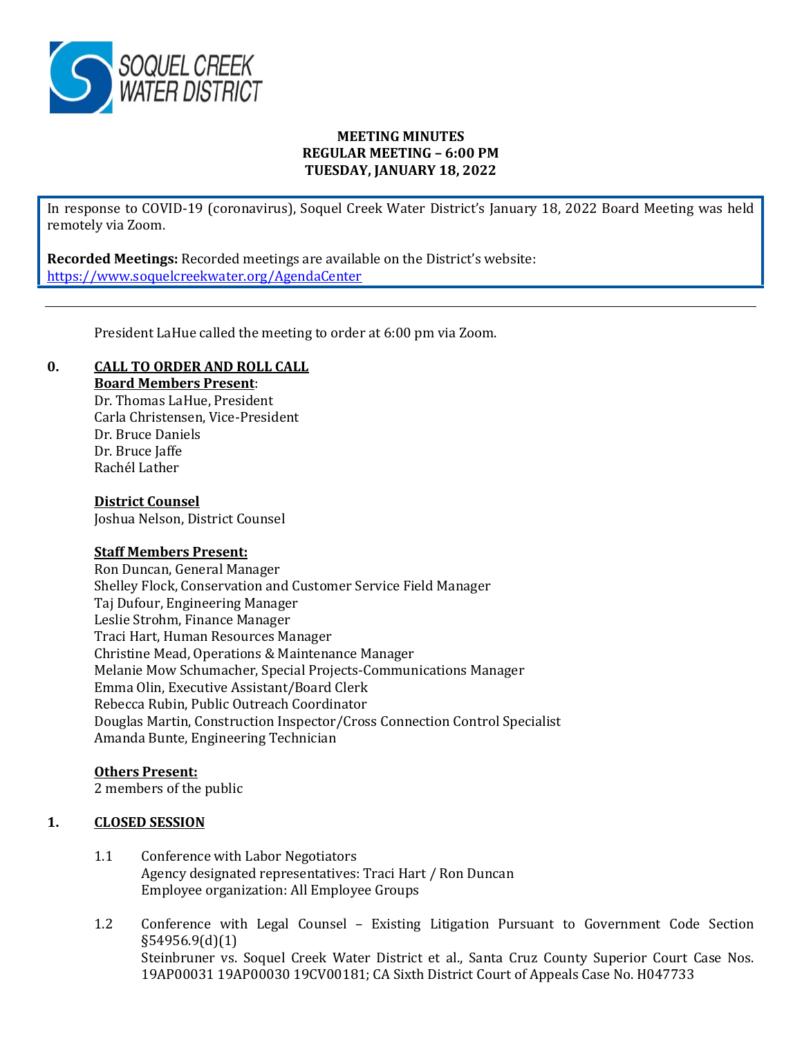# MEETING MINUTES
## REGULAR MEETING – 6:00 PM
## TUESDAY, JANUARY 18, 2022

In response to COVID-19 (coronavirus), Soquel Creek Water District's January 18, 2022 Board Meeting was held remotely via Zoom.

**Recorded Meetings:** Recorded meetings are available on the District's website: https://www.soquelcreekwater.org/AgendaCenter

---

President LaHue called the meeting to order at 6:00 pm via Zoom.

**0. CALL TO ORDER AND ROLL CALL**

**Board Members Present**:
Dr. Thomas LaHue, President
Carla Christensen, Vice-President
Dr. Bruce Daniels
Dr. Bruce Jaffe
Rachél Lather

**District Counsel**
Joshua Nelson, District Counsel

**Staff Members Present:**
Ron Duncan, General Manager
Shelley Flock, Conservation and Customer Service Field Manager
Taj Dufour, Engineering Manager
Leslie Strohm, Finance Manager
Traci Hart, Human Resources Manager
Christine Mead, Operations & Maintenance Manager
Melanie Mow Schumacher, Special Projects-Communications Manager
Emma Olin, Executive Assistant/Board Clerk
Rebecca Rubin, Public Outreach Coordinator
Douglas Martin, Construction Inspector/Cross Connection Control Specialist
Amanda Bunte, Engineering Technician

**Others Present:**
2 members of the public

**1. CLOSED SESSION**

1.1 Conference with Labor Negotiators
Agency designated representatives: Traci Hart / Ron Duncan
Employee organization: All Employee Groups

1.2 Conference with Legal Counsel – Existing Litigation Pursuant to Government Code Section §54956.9(d)(1)
Steinbruner vs. Soquel Creek Water District et al., Santa Cruz County Superior Court Case Nos. 19AP00031 19AP00030 19CV00181; CA Sixth District Court of Appeals Case No. H047733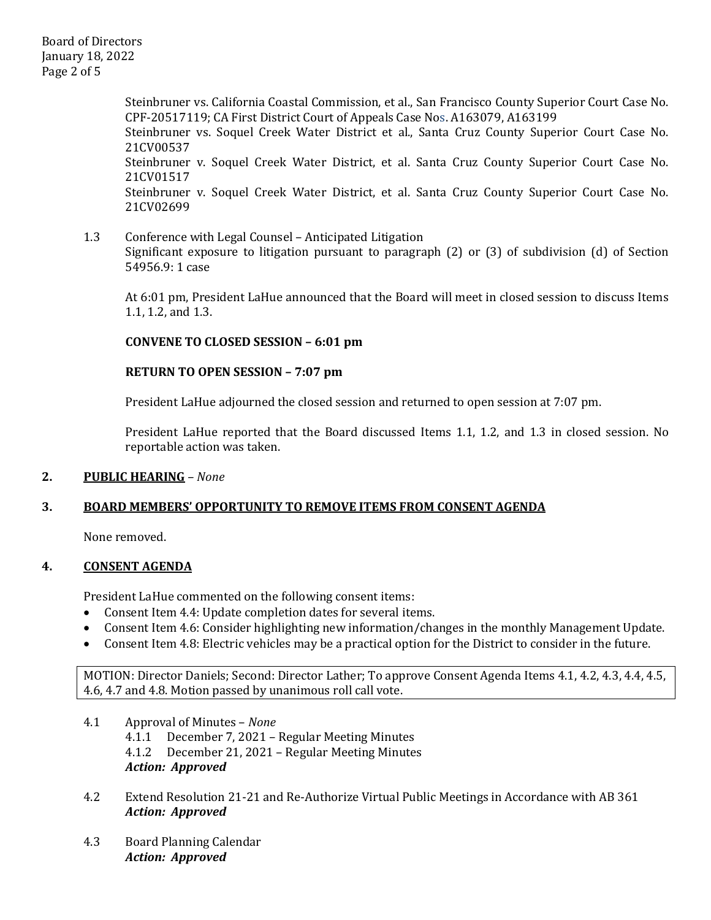Steinbruner vs. California Coastal Commission, et al., San Francisco County Superior Court Case No. CPF-20517119; CA First District Court of Appeals Case Nos. A163079, A163199
Steinbruner vs. Soquel Creek Water District et al., Santa Cruz County Superior Court Case No. 21CV00537
Steinbruner v. Soquel Creek Water District, et al. Santa Cruz County Superior Court Case No. 21CV01517
Steinbruner v. Soquel Creek Water District, et al. Santa Cruz County Superior Court Case No. 21CV02699

1.3 Conference with Legal Counsel – Anticipated Litigation
Significant exposure to litigation pursuant to paragraph (2) or (3) of subdivision (d) of Section 54956.9: 1 case

At 6:01 pm, President LaHue announced that the Board will meet in closed session to discuss Items 1.1, 1.2, and 1.3.

**CONVENE TO CLOSED SESSION – 6:01 pm**

**RETURN TO OPEN SESSION – 7:07 pm**

President LaHue adjourned the closed session and returned to open session at 7:07 pm.

President LaHue reported that the Board discussed Items 1.1, 1.2, and 1.3 in closed session. No reportable action was taken.

## 2. PUBLIC HEARING – *None*

## 3. BOARD MEMBERS' OPPORTUNITY TO REMOVE ITEMS FROM CONSENT AGENDA

None removed.

## 4. CONSENT AGENDA

President LaHue commented on the following consent items:

- Consent Item 4.4: Update completion dates for several items.
- Consent Item 4.6: Consider highlighting new information/changes in the monthly Management Update.
- Consent Item 4.8: Electric vehicles may be a practical option for the District to consider in the future.

MOTION: Director Daniels; Second: Director Lather; To approve Consent Agenda Items 4.1, 4.2, 4.3, 4.4, 4.5, 4.6, 4.7 and 4.8. Motion passed by unanimous roll call vote.

4.1 Approval of Minutes – *None*
  4.1.1 December 7, 2021 – Regular Meeting Minutes
  4.1.2 December 21, 2021 – Regular Meeting Minutes
  ***Action: Approved***

4.2 Extend Resolution 21-21 and Re-Authorize Virtual Public Meetings in Accordance with AB 361
***Action: Approved***

4.3 Board Planning Calendar
***Action: Approved***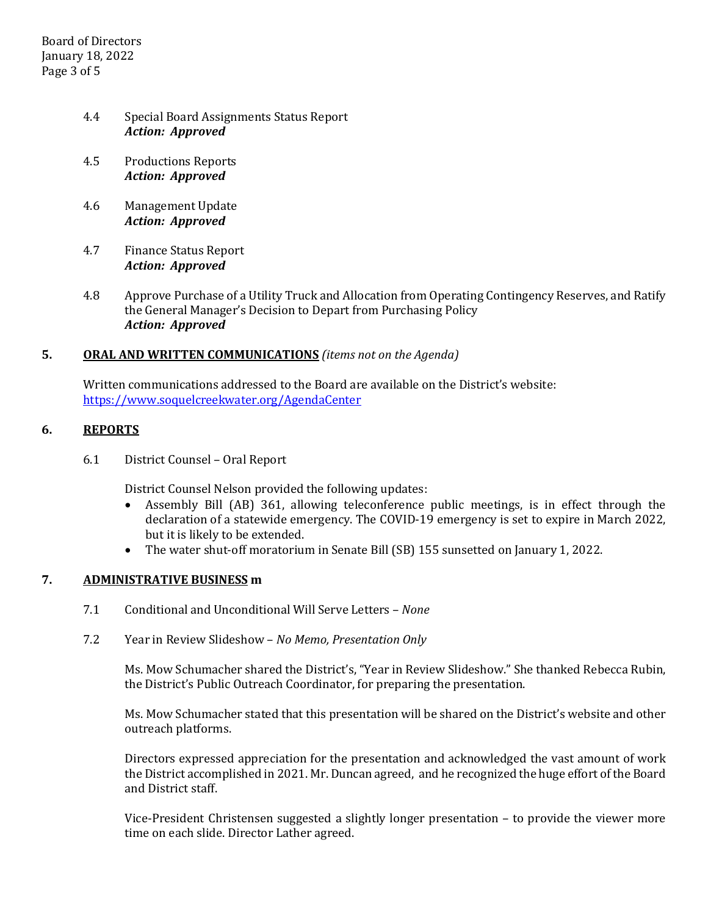4.4 Special Board Assignments Status Report
***Action: Approved***

4.5 Productions Reports
***Action: Approved***

4.6 Management Update
***Action: Approved***

4.7 Finance Status Report
***Action: Approved***

4.8 Approve Purchase of a Utility Truck and Allocation from Operating Contingency Reserves, and Ratify the General Manager's Decision to Depart from Purchasing Policy
***Action: Approved***

## 5. ORAL AND WRITTEN COMMUNICATIONS *(items not on the Agenda)*

Written communications addressed to the Board are available on the District's website: https://www.soquelcreekwater.org/AgendaCenter

## 6. REPORTS

6.1 District Counsel – Oral Report

District Counsel Nelson provided the following updates:

- Assembly Bill (AB) 361, allowing teleconference public meetings, is in effect through the declaration of a statewide emergency. The COVID-19 emergency is set to expire in March 2022, but it is likely to be extended.
- The water shut-off moratorium in Senate Bill (SB) 155 sunsetted on January 1, 2022.

## 7. ADMINISTRATIVE BUSINESS m

7.1 Conditional and Unconditional Will Serve Letters – *None*

7.2 Year in Review Slideshow – *No Memo, Presentation Only*

Ms. Mow Schumacher shared the District's, "Year in Review Slideshow." She thanked Rebecca Rubin, the District's Public Outreach Coordinator, for preparing the presentation.

Ms. Mow Schumacher stated that this presentation will be shared on the District's website and other outreach platforms.

Directors expressed appreciation for the presentation and acknowledged the vast amount of work the District accomplished in 2021. Mr. Duncan agreed, and he recognized the huge effort of the Board and District staff.

Vice-President Christensen suggested a slightly longer presentation – to provide the viewer more time on each slide. Director Lather agreed.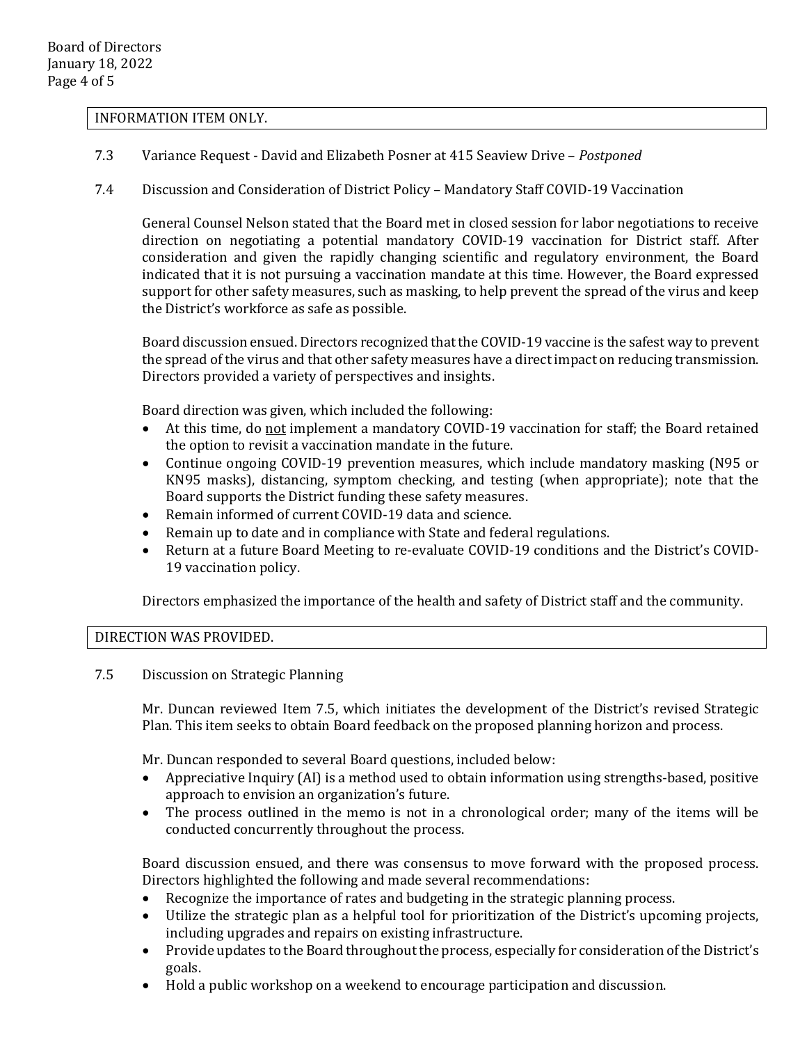INFORMATION ITEM ONLY.

7.3 Variance Request - David and Elizabeth Posner at 415 Seaview Drive – *Postponed*

7.4 Discussion and Consideration of District Policy – Mandatory Staff COVID-19 Vaccination

General Counsel Nelson stated that the Board met in closed session for labor negotiations to receive direction on negotiating a potential mandatory COVID-19 vaccination for District staff. After consideration and given the rapidly changing scientific and regulatory environment, the Board indicated that it is not pursuing a vaccination mandate at this time. However, the Board expressed support for other safety measures, such as masking, to help prevent the spread of the virus and keep the District's workforce as safe as possible.

Board discussion ensued. Directors recognized that the COVID-19 vaccine is the safest way to prevent the spread of the virus and that other safety measures have a direct impact on reducing transmission. Directors provided a variety of perspectives and insights.

Board direction was given, which included the following:

- At this time, do <u>not</u> implement a mandatory COVID-19 vaccination for staff; the Board retained the option to revisit a vaccination mandate in the future.
- Continue ongoing COVID-19 prevention measures, which include mandatory masking (N95 or KN95 masks), distancing, symptom checking, and testing (when appropriate); note that the Board supports the District funding these safety measures.
- Remain informed of current COVID-19 data and science.
- Remain up to date and in compliance with State and federal regulations.
- Return at a future Board Meeting to re-evaluate COVID-19 conditions and the District's COVID-19 vaccination policy.

Directors emphasized the importance of the health and safety of District staff and the community.

DIRECTION WAS PROVIDED.

7.5 Discussion on Strategic Planning

Mr. Duncan reviewed Item 7.5, which initiates the development of the District's revised Strategic Plan. This item seeks to obtain Board feedback on the proposed planning horizon and process.

Mr. Duncan responded to several Board questions, included below:

- Appreciative Inquiry (AI) is a method used to obtain information using strengths-based, positive approach to envision an organization's future.
- The process outlined in the memo is not in a chronological order; many of the items will be conducted concurrently throughout the process.

Board discussion ensued, and there was consensus to move forward with the proposed process. Directors highlighted the following and made several recommendations:

- Recognize the importance of rates and budgeting in the strategic planning process.
- Utilize the strategic plan as a helpful tool for prioritization of the District's upcoming projects, including upgrades and repairs on existing infrastructure.
- Provide updates to the Board throughout the process, especially for consideration of the District's goals.
- Hold a public workshop on a weekend to encourage participation and discussion.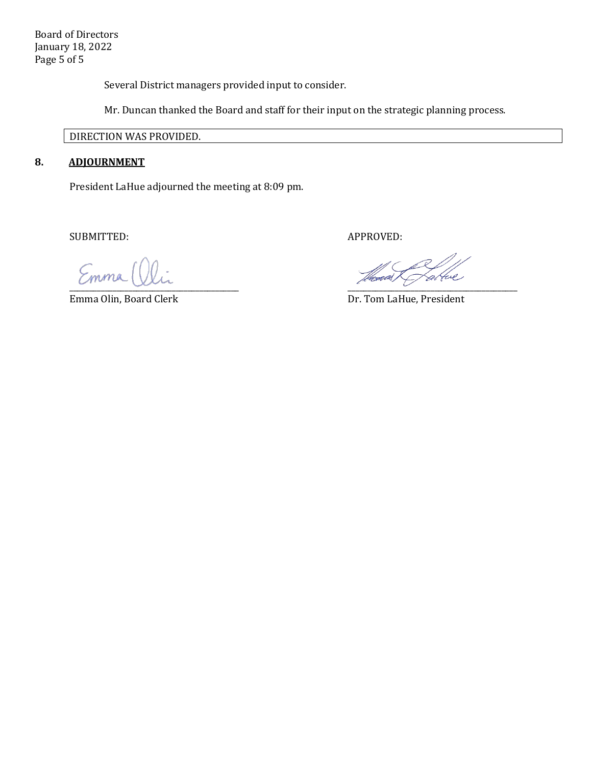Several District managers provided input to consider.

Mr. Duncan thanked the Board and staff for their input on the strategic planning process.

DIRECTION WAS PROVIDED.

## 8. ADJOURNMENT

President LaHue adjourned the meeting at 8:09 pm.

SUBMITTED:

Emma Olin, Board Clerk

APPROVED:

Dr. Tom LaHue, President